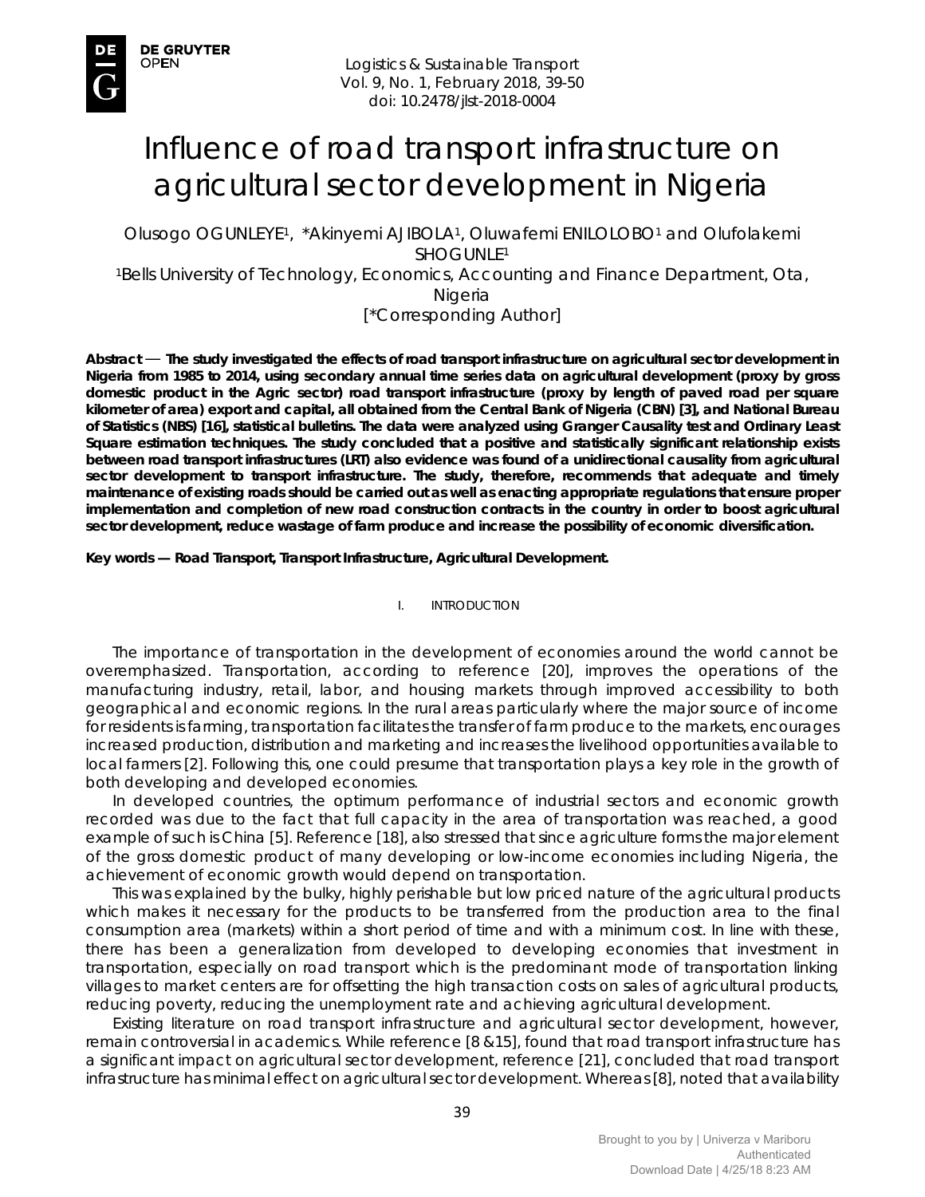# Influence of road transport infrastructure on agricultural sector development in Nigeria

Olusogo OGUNLEYE[1], *Akinyemi AJIBOLA[1], Oluwafemi ENILOLOBO[1] and Olufolakemi SHOGUNLE[1]

[1]Bells University of Technology, Economics, Accounting and Finance Department, Ota, Nigeria

[*Corresponding Author]

**Abstract — The study investigated the effects of road transport infrastructure on agricultural sector development in Nigeria from 1985 to 2014, using secondary annual time series data on agricultural development (proxy by gross domestic product in the Agric sector) road transport infrastructure (proxy by length of paved road per square kilometer of area) export and capital, all obtained from the Central Bank of Nigeria (CBN) [3], and National Bureau of Statistics (NBS) [16], statistical bulletins. The data were analyzed using Granger Causality test and Ordinary Least Square estimation techniques. The study concluded that a positive and statistically significant relationship exists between road transport infrastructures (LRT) also evidence was found of a unidirectional causality from agricultural sector development to transport infrastructure. The study, therefore, recommends that adequate and timely maintenance of existing roads should be carried out as well as enacting appropriate regulations that ensure proper implementation and completion of new road construction contracts in the country in order to boost agricultural sector development, reduce wastage of farm produce and increase the possibility of economic diversification.**

**Key words — Road Transport, Transport Infrastructure, Agricultural Development.**

## I. INTRODUCTION

The importance of transportation in the development of economies around the world cannot be overemphasized. Transportation, according to reference [20], improves the operations of the manufacturing industry, retail, labor, and housing markets through improved accessibility to both geographical and economic regions. In the rural areas particularly where the major source of income for residents is farming, transportation facilitates the transfer of farm produce to the markets, encourages increased production, distribution and marketing and increases the livelihood opportunities available to local farmers [2]. Following this, one could presume that transportation plays a key role in the growth of both developing and developed economies.

In developed countries, the optimum performance of industrial sectors and economic growth recorded was due to the fact that full capacity in the area of transportation was reached, a good example of such is China [5]. Reference [18], also stressed that since agriculture forms the major element of the gross domestic product of many developing or low-income economies including Nigeria, the achievement of economic growth would depend on transportation.

This was explained by the bulky, highly perishable but low priced nature of the agricultural products which makes it necessary for the products to be transferred from the production area to the final consumption area (markets) within a short period of time and with a minimum cost. In line with these, there has been a generalization from developed to developing economies that investment in transportation, especially on road transport which is the predominant mode of transportation linking villages to market centers are for offsetting the high transaction costs on sales of agricultural products, reducing poverty, reducing the unemployment rate and achieving agricultural development.

Existing literature on road transport infrastructure and agricultural sector development, however, remain controversial in academics. While reference [8 &15], found that road transport infrastructure has a significant impact on agricultural sector development, reference [21], concluded that road transport infrastructure has minimal effect on agricultural sector development. Whereas [8], noted that availability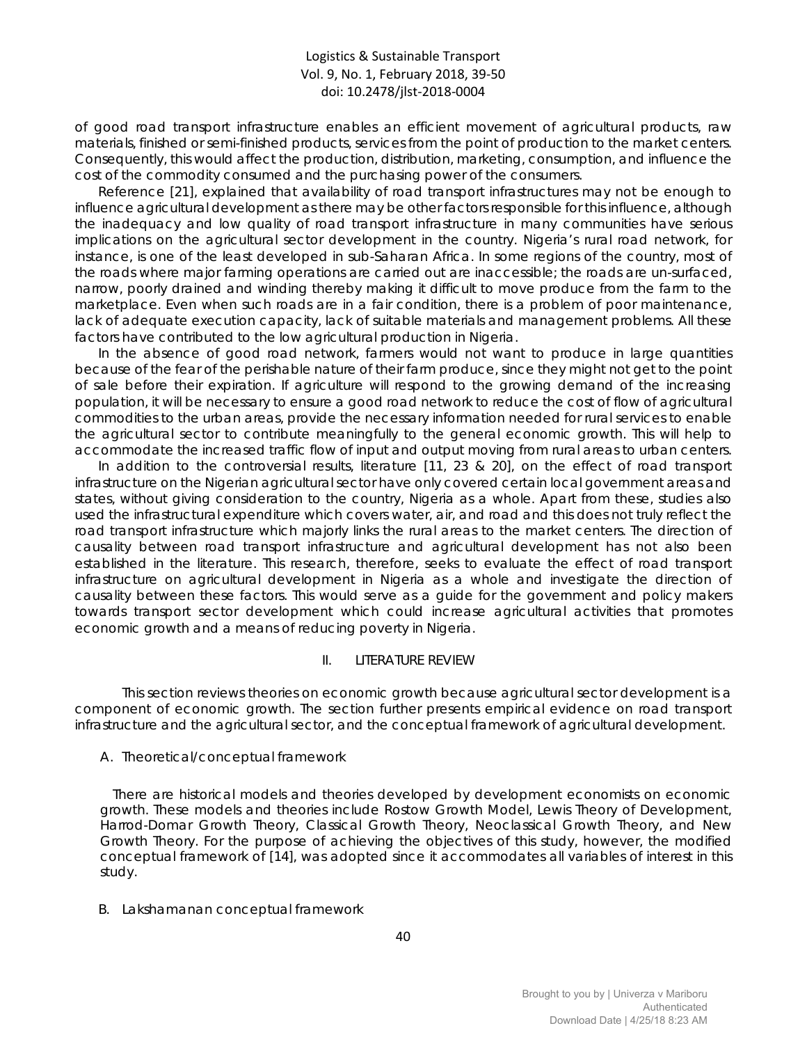of good road transport infrastructure enables an efficient movement of agricultural products, raw materials, finished or semi-finished products, services from the point of production to the market centers. Consequently, this would affect the production, distribution, marketing, consumption, and influence the cost of the commodity consumed and the purchasing power of the consumers.

Reference [21], explained that availability of road transport infrastructures may not be enough to influence agricultural development as there may be other factors responsible for this influence, although the inadequacy and low quality of road transport infrastructure in many communities have serious implications on the agricultural sector development in the country. Nigeria's rural road network, for instance, is one of the least developed in sub-Saharan Africa. In some regions of the country, most of the roads where major farming operations are carried out are inaccessible; the roads are un-surfaced, narrow, poorly drained and winding thereby making it difficult to move produce from the farm to the marketplace. Even when such roads are in a fair condition, there is a problem of poor maintenance, lack of adequate execution capacity, lack of suitable materials and management problems. All these factors have contributed to the low agricultural production in Nigeria.

In the absence of good road network, farmers would not want to produce in large quantities because of the fear of the perishable nature of their farm produce, since they might not get to the point of sale before their expiration. If agriculture will respond to the growing demand of the increasing population, it will be necessary to ensure a good road network to reduce the cost of flow of agricultural commodities to the urban areas, provide the necessary information needed for rural services to enable the agricultural sector to contribute meaningfully to the general economic growth. This will help to accommodate the increased traffic flow of input and output moving from rural areas to urban centers.

In addition to the controversial results, literature [11, 23 & 20], on the effect of road transport infrastructure on the Nigerian agricultural sector have only covered certain local government areas and states, without giving consideration to the country, Nigeria as a whole. Apart from these, studies also used the infrastructural expenditure which covers water, air, and road and this does not truly reflect the road transport infrastructure which majorly links the rural areas to the market centers. The direction of causality between road transport infrastructure and agricultural development has not also been established in the literature. This research, therefore, seeks to evaluate the effect of road transport infrastructure on agricultural development in Nigeria as a whole and investigate the direction of causality between these factors. This would serve as a guide for the government and policy makers towards transport sector development which could increase agricultural activities that promotes economic growth and a means of reducing poverty in Nigeria.

## II. LITERATURE REVIEW

This section reviews theories on economic growth because agricultural sector development is a component of economic growth. The section further presents empirical evidence on road transport infrastructure and the agricultural sector, and the conceptual framework of agricultural development.

### A. Theoretical/conceptual framework

There are historical models and theories developed by development economists on economic growth. These models and theories include Rostow Growth Model, Lewis Theory of Development, Harrod-Domar Growth Theory, Classical Growth Theory, Neoclassical Growth Theory, and New Growth Theory. For the purpose of achieving the objectives of this study, however, the modified conceptual framework of [14], was adopted since it accommodates all variables of interest in this study.

### B. Lakshamanan conceptual framework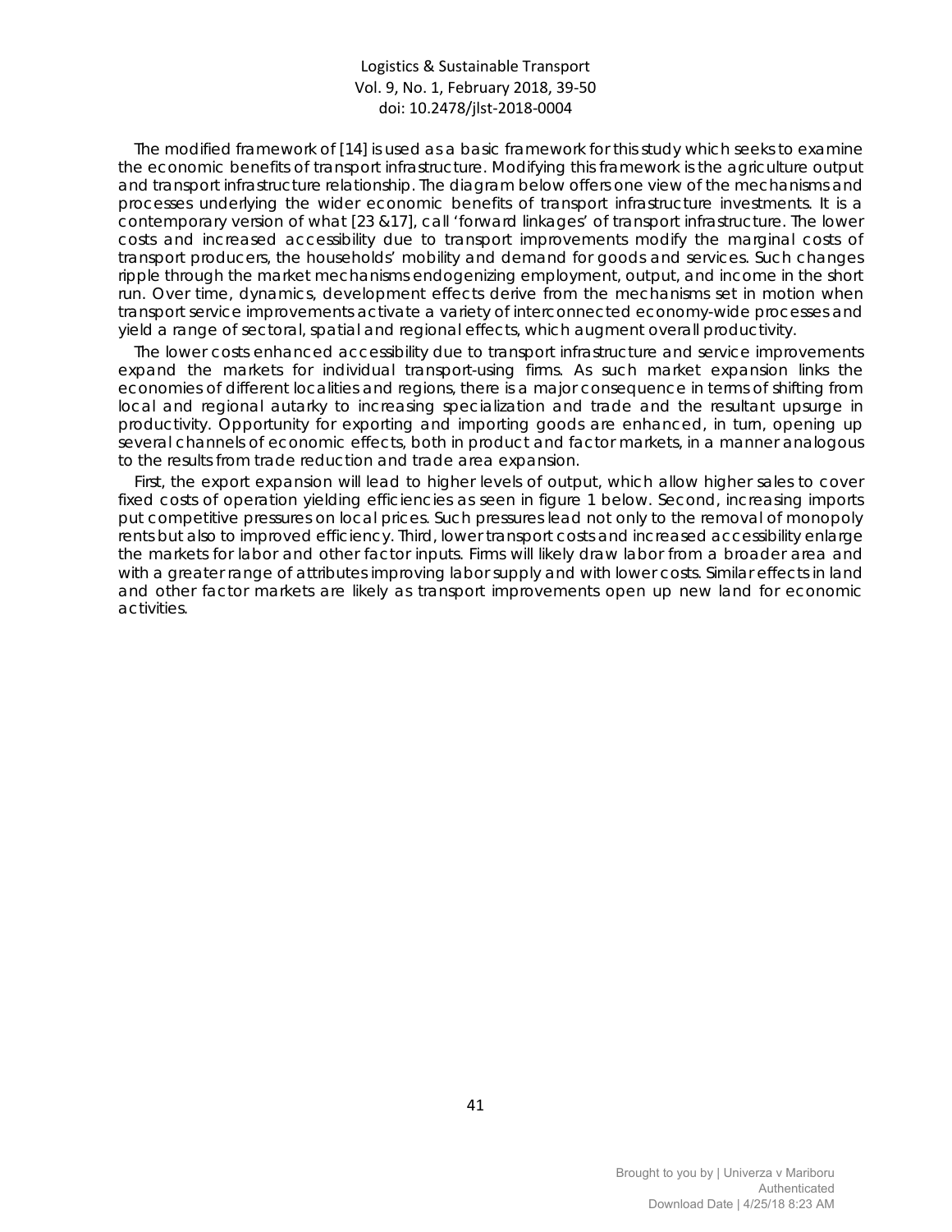The modified framework of [14] is used as a basic framework for this study which seeks to examine the economic benefits of transport infrastructure. Modifying this framework is the agriculture output and transport infrastructure relationship. The diagram below offers one view of the mechanisms and processes underlying the wider economic benefits of transport infrastructure investments. It is a contemporary version of what [23 &17], call 'forward linkages' of transport infrastructure. The lower costs and increased accessibility due to transport improvements modify the marginal costs of transport producers, the households' mobility and demand for goods and services. Such changes ripple through the market mechanisms endogenizing employment, output, and income in the short run. Over time, dynamics, development effects derive from the mechanisms set in motion when transport service improvements activate a variety of interconnected economy-wide processes and yield a range of sectoral, spatial and regional effects, which augment overall productivity.

The lower costs enhanced accessibility due to transport infrastructure and service improvements expand the markets for individual transport-using firms. As such market expansion links the economies of different localities and regions, there is a major consequence in terms of shifting from local and regional autarky to increasing specialization and trade and the resultant upsurge in productivity. Opportunity for exporting and importing goods are enhanced, in turn, opening up several channels of economic effects, both in product and factor markets, in a manner analogous to the results from trade reduction and trade area expansion.

First, the export expansion will lead to higher levels of output, which allow higher sales to cover fixed costs of operation yielding efficiencies as seen in figure 1 below. Second, increasing imports put competitive pressures on local prices. Such pressures lead not only to the removal of monopoly rents but also to improved efficiency. Third, lower transport costs and increased accessibility enlarge the markets for labor and other factor inputs. Firms will likely draw labor from a broader area and with a greater range of attributes improving labor supply and with lower costs. Similar effects in land and other factor markets are likely as transport improvements open up new land for economic activities.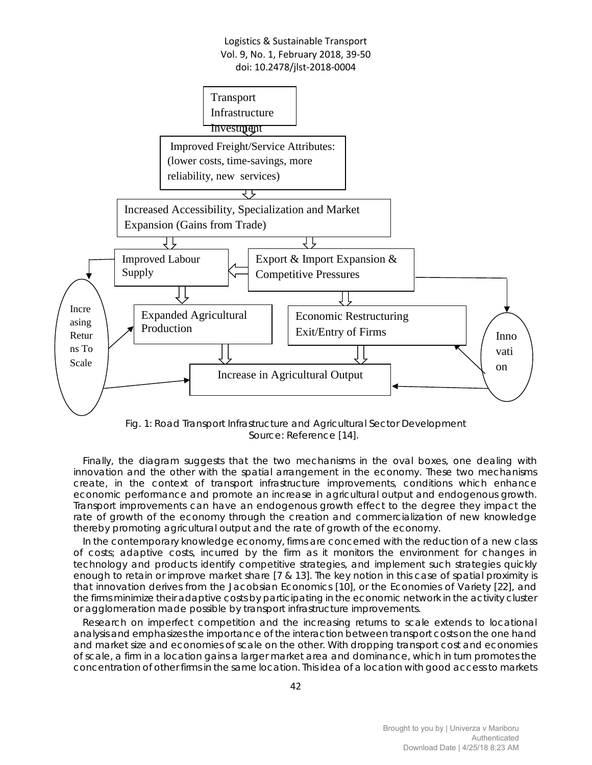Transport Infrastructure Investment

Improved Freight/Service Attributes: (lower costs, time-savings, more reliability, new services)

Increased Accessibility, Specialization and Market Expansion (Gains from Trade)

Improved Labour Supply

Export & Import Expansion & Competitive Pressures

Increasing Returns To Scale

Expanded Agricultural Production

Economic Restructuring Exit/Entry of Firms

Innovation

Increase in Agricultural Output

Fig. 1: Road Transport Infrastructure and Agricultural Sector Development
Source: Reference [14].

Finally, the diagram suggests that the two mechanisms in the oval boxes, one dealing with innovation and the other with the spatial arrangement in the economy. These two mechanisms create, in the context of transport infrastructure improvements, conditions which enhance economic performance and promote an increase in agricultural output and endogenous growth. Transport improvements can have an endogenous growth effect to the degree they impact the rate of growth of the economy through the creation and commercialization of new knowledge thereby promoting agricultural output and the rate of growth of the economy.

In the contemporary knowledge economy, firms are concerned with the reduction of a new class of costs; adaptive costs, incurred by the firm as it monitors the environment for changes in technology and products identify competitive strategies, and implement such strategies quickly enough to retain or improve market share [7 & 13]. The key notion in this case of spatial proximity is that innovation derives from the Jacobsian Economics [10], or the Economies of Variety [22], and the firms minimize their adaptive costs by participating in the economic network in the activity cluster or agglomeration made possible by transport infrastructure improvements.

Research on imperfect competition and the increasing returns to scale extends to locational analysis and emphasizes the importance of the interaction between transport costs on the one hand and market size and economies of scale on the other. With dropping transport cost and economies of scale, a firm in a location gains a larger market area and dominance, which in turn promotes the concentration of other firms in the same location. This idea of a location with good access to markets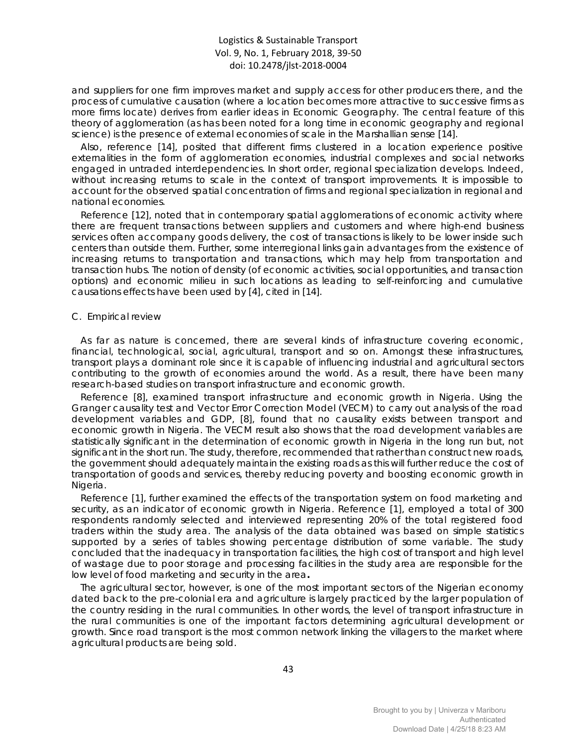and suppliers for one firm improves market and supply access for other producers there, and the process of cumulative causation (where a location becomes more attractive to successive firms as more firms locate) derives from earlier ideas in Economic Geography. The central feature of this theory of agglomeration (as has been noted for a long time in economic geography and regional science) is the presence of external economies of scale in the Marshallian sense [14].

Also, reference [14], posited that different firms clustered in a location experience positive externalities in the form of agglomeration economies, industrial complexes and social networks engaged in untraded interdependencies. In short order, regional specialization develops. Indeed, without increasing returns to scale in the context of transport improvements. It is impossible to account for the observed spatial concentration of firms and regional specialization in regional and national economies.

Reference [12], noted that in contemporary spatial agglomerations of economic activity where there are frequent transactions between suppliers and customers and where high-end business services often accompany goods delivery, the cost of transactions is likely to be lower inside such centers than outside them. Further, some interregional links gain advantages from the existence of increasing returns to transportation and transactions, which may help from transportation and transaction hubs. The notion of density (of economic activities, social opportunities, and transaction options) and economic milieu in such locations as leading to self-reinforcing and cumulative causations effects have been used by [4], cited in [14].

### C. Empirical review

As far as nature is concerned, there are several kinds of infrastructure covering economic, financial, technological, social, agricultural, transport and so on. Amongst these infrastructures, transport plays a dominant role since it is capable of influencing industrial and agricultural sectors contributing to the growth of economies around the world. As a result, there have been many research-based studies on transport infrastructure and economic growth.

Reference [8], examined transport infrastructure and economic growth in Nigeria. Using the Granger causality test and Vector Error Correction Model (VECM) to carry out analysis of the road development variables and GDP, [8], found that no causality exists between transport and economic growth in Nigeria. The VECM result also shows that the road development variables are statistically significant in the determination of economic growth in Nigeria in the long run but, not significant in the short run. The study, therefore, recommended that rather than construct new roads, the government should adequately maintain the existing roads as this will further reduce the cost of transportation of goods and services, thereby reducing poverty and boosting economic growth in Nigeria.

Reference [1], further examined the effects of the transportation system on food marketing and security, as an indicator of economic growth in Nigeria. Reference [1], employed a total of 300 respondents randomly selected and interviewed representing 20% of the total registered food traders within the study area. The analysis of the data obtained was based on simple statistics supported by a series of tables showing percentage distribution of some variable. The study concluded that the inadequacy in transportation facilities, the high cost of transport and high level of wastage due to poor storage and processing facilities in the study area are responsible for the low level of food marketing and security in the area**.**

The agricultural sector, however, is one of the most important sectors of the Nigerian economy dated back to the pre-colonial era and agriculture is largely practiced by the larger population of the country residing in the rural communities. In other words, the level of transport infrastructure in the rural communities is one of the important factors determining agricultural development or growth. Since road transport is the most common network linking the villagers to the market where agricultural products are being sold.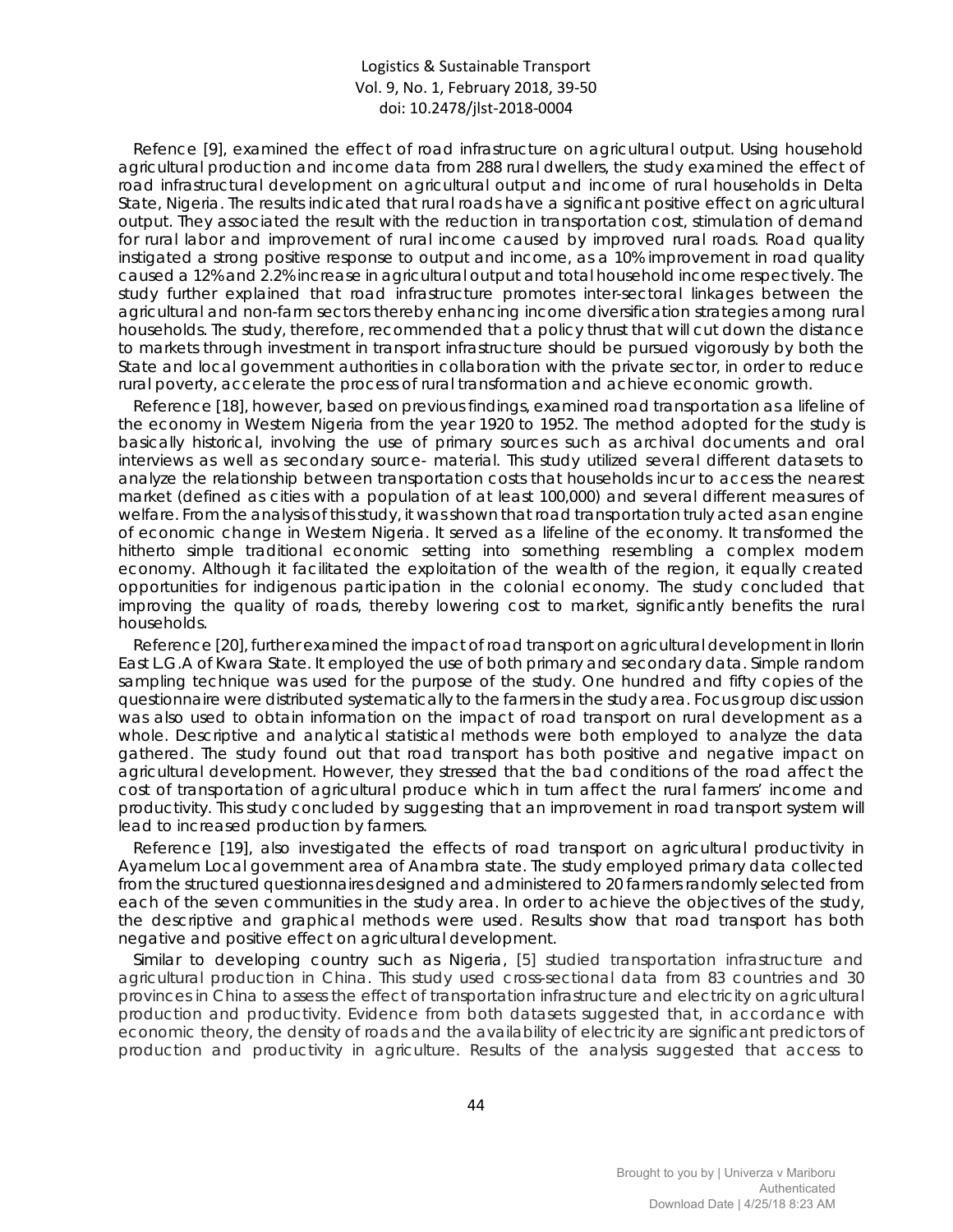Refence [9], examined the effect of road infrastructure on agricultural output. Using household agricultural production and income data from 288 rural dwellers, the study examined the effect of road infrastructural development on agricultural output and income of rural households in Delta State, Nigeria. The results indicated that rural roads have a significant positive effect on agricultural output. They associated the result with the reduction in transportation cost, stimulation of demand for rural labor and improvement of rural income caused by improved rural roads. Road quality instigated a strong positive response to output and income, as a 10% improvement in road quality caused a 12% and 2.2% increase in agricultural output and total household income respectively. The study further explained that road infrastructure promotes inter-sectoral linkages between the agricultural and non-farm sectors thereby enhancing income diversification strategies among rural households. The study, therefore, recommended that a policy thrust that will cut down the distance to markets through investment in transport infrastructure should be pursued vigorously by both the State and local government authorities in collaboration with the private sector, in order to reduce rural poverty, accelerate the process of rural transformation and achieve economic growth.

Reference [18], however, based on previous findings, examined road transportation as a lifeline of the economy in Western Nigeria from the year 1920 to 1952. The method adopted for the study is basically historical, involving the use of primary sources such as archival documents and oral interviews as well as secondary source- material. This study utilized several different datasets to analyze the relationship between transportation costs that households incur to access the nearest market (defined as cities with a population of at least 100,000) and several different measures of welfare. From the analysis of this study, it was shown that road transportation truly acted as an engine of economic change in Western Nigeria. It served as a lifeline of the economy. It transformed the hitherto simple traditional economic setting into something resembling a complex modern economy. Although it facilitated the exploitation of the wealth of the region, it equally created opportunities for indigenous participation in the colonial economy. The study concluded that improving the quality of roads, thereby lowering cost to market, significantly benefits the rural households.

Reference [20], further examined the impact of road transport on agricultural development in Ilorin East L.G.A of Kwara State. It employed the use of both primary and secondary data. Simple random sampling technique was used for the purpose of the study. One hundred and fifty copies of the questionnaire were distributed systematically to the farmers in the study area. Focus group discussion was also used to obtain information on the impact of road transport on rural development as a whole. Descriptive and analytical statistical methods were both employed to analyze the data gathered. The study found out that road transport has both positive and negative impact on agricultural development. However, they stressed that the bad conditions of the road affect the cost of transportation of agricultural produce which in turn affect the rural farmers' income and productivity. This study concluded by suggesting that an improvement in road transport system will lead to increased production by farmers.

Reference [19], also investigated the effects of road transport on agricultural productivity in Ayamelum Local government area of Anambra state. The study employed primary data collected from the structured questionnaires designed and administered to 20 farmers randomly selected from each of the seven communities in the study area. In order to achieve the objectives of the study, the descriptive and graphical methods were used. Results show that road transport has both negative and positive effect on agricultural development.

Similar to developing country such as Nigeria, [5] studied transportation infrastructure and agricultural production in China. This study used cross-sectional data from 83 countries and 30 provinces in China to assess the effect of transportation infrastructure and electricity on agricultural production and productivity. Evidence from both datasets suggested that, in accordance with economic theory, the density of roads and the availability of electricity are significant predictors of production and productivity in agriculture. Results of the analysis suggested that access to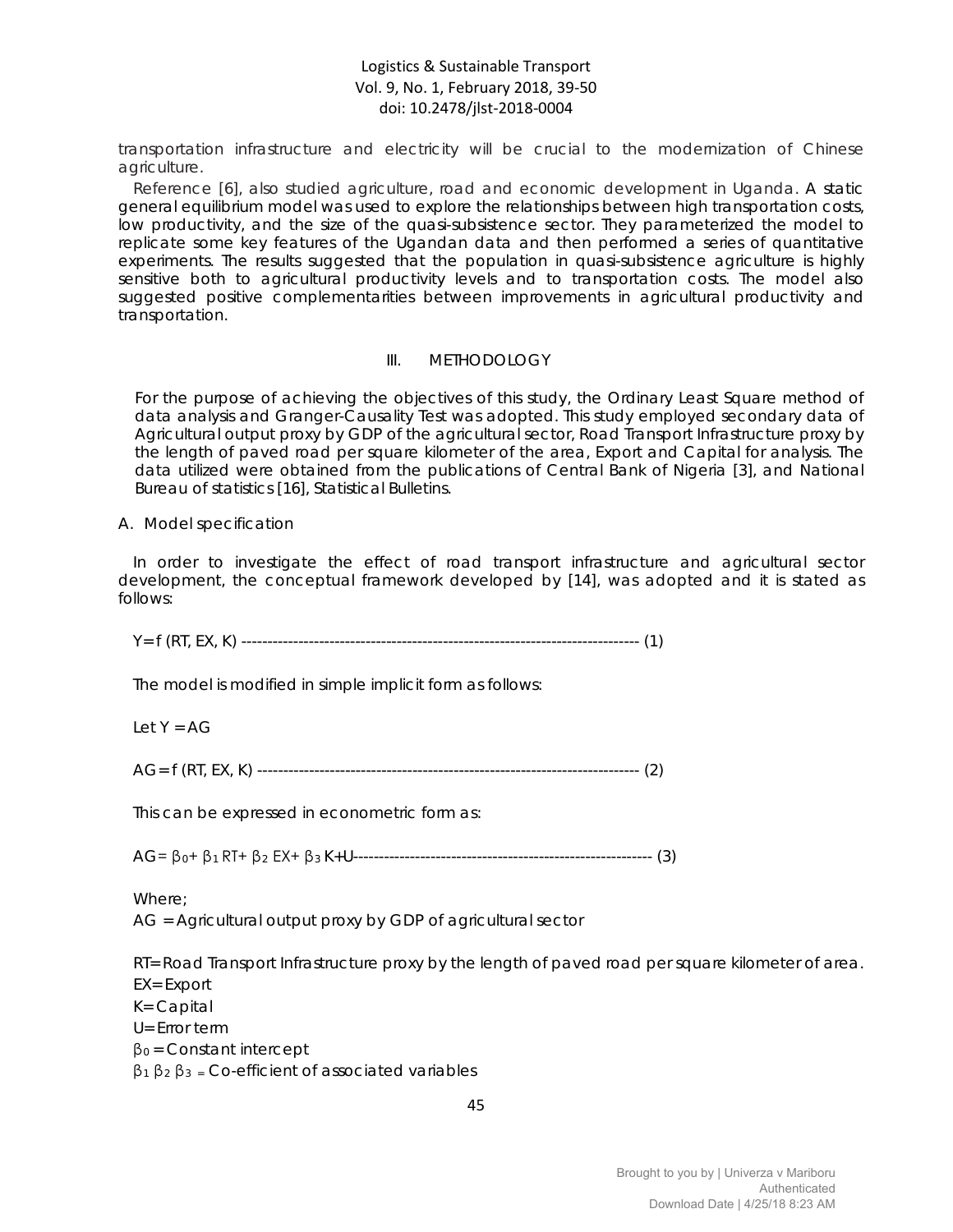transportation infrastructure and electricity will be crucial to the modernization of Chinese agriculture.

Reference [6], also studied agriculture, road and economic development in Uganda. A static general equilibrium model was used to explore the relationships between high transportation costs, low productivity, and the size of the quasi-subsistence sector. They parameterized the model to replicate some key features of the Ugandan data and then performed a series of quantitative experiments. The results suggested that the population in quasi-subsistence agriculture is highly sensitive both to agricultural productivity levels and to transportation costs. The model also suggested positive complementarities between improvements in agricultural productivity and transportation.

## III. METHODOLOGY

For the purpose of achieving the objectives of this study, the Ordinary Least Square method of data analysis and Granger-Causality Test was adopted. This study employed secondary data of Agricultural output proxy by GDP of the agricultural sector, Road Transport Infrastructure proxy by the length of paved road per square kilometer of the area, Export and Capital for analysis. The data utilized were obtained from the publications of Central Bank of Nigeria [3], and National Bureau of statistics [16], Statistical Bulletins.

### A. Model specification

In order to investigate the effect of road transport infrastructure and agricultural sector development, the conceptual framework developed by [14], was adopted and it is stated as follows:

$$Y = f(RT, EX, K) \quad \text{------------------------------------------------------------------------------} \quad (1)$$

The model is modified in simple implicit form as follows:

Let $Y = AG$

$$AG = f(RT, EX, K) \quad \text{--------------------------------------------------------------------------} \quad (2)$$

This can be expressed in econometric form as:

$$AG = \beta_0 + \beta_1 RT + \beta_2 EX + \beta_3 K + U \quad \text{----------------------------------------------------------} \quad (3)$$

Where;

AG = Agricultural output proxy by GDP of agricultural sector

RT= Road Transport Infrastructure proxy by the length of paved road per square kilometer of area.

EX= Export

K= Capital

U= Error term

$\beta_0$ = Constant intercept

$\beta_1$ $\beta_2$ $\beta_3$ = Co-efficient of associated variables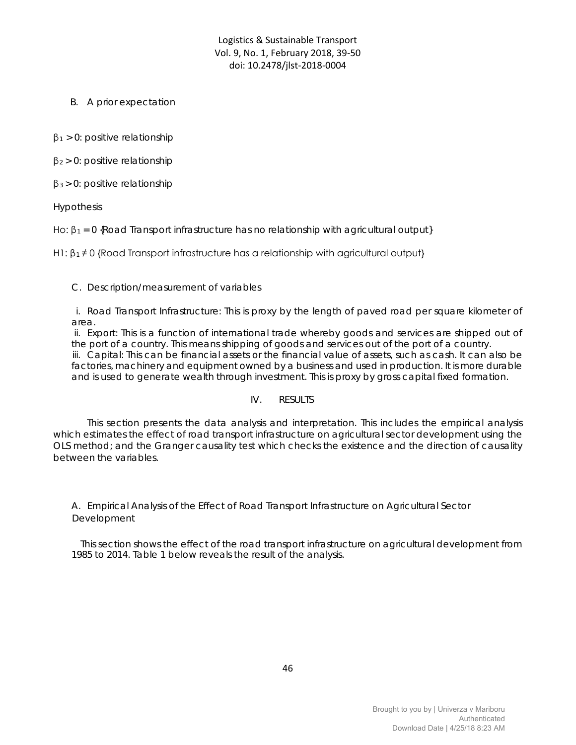### B. A prior expectation

$\beta_1 > 0$: positive relationship

$\beta_2 > 0$: positive relationship

$\beta_3 > 0$: positive relationship

Hypothesis

Ho: $\beta_1 = 0$ {Road Transport infrastructure has no relationship with agricultural output}

H1: $\beta_1 \neq 0$ {Road Transport infrastructure has a relationship with agricultural output}

### C. Description/measurement of variables

i. Road Transport Infrastructure: This is proxy by the length of paved road per square kilometer of area.

ii. Export: This is a function of international trade whereby goods and services are shipped out of the port of a country. This means shipping of goods and services out of the port of a country.

iii. Capital: This can be financial assets or the financial value of assets, such as cash. It can also be factories, machinery and equipment owned by a business and used in production. It is more durable and is used to generate wealth through investment. This is proxy by gross capital fixed formation.

## IV. RESULTS

This section presents the data analysis and interpretation. This includes the empirical analysis which estimates the effect of road transport infrastructure on agricultural sector development using the OLS method; and the Granger causality test which checks the existence and the direction of causality between the variables.

### A. Empirical Analysis of the Effect of Road Transport Infrastructure on Agricultural Sector Development

This section shows the effect of the road transport infrastructure on agricultural development from 1985 to 2014. Table 1 below reveals the result of the analysis.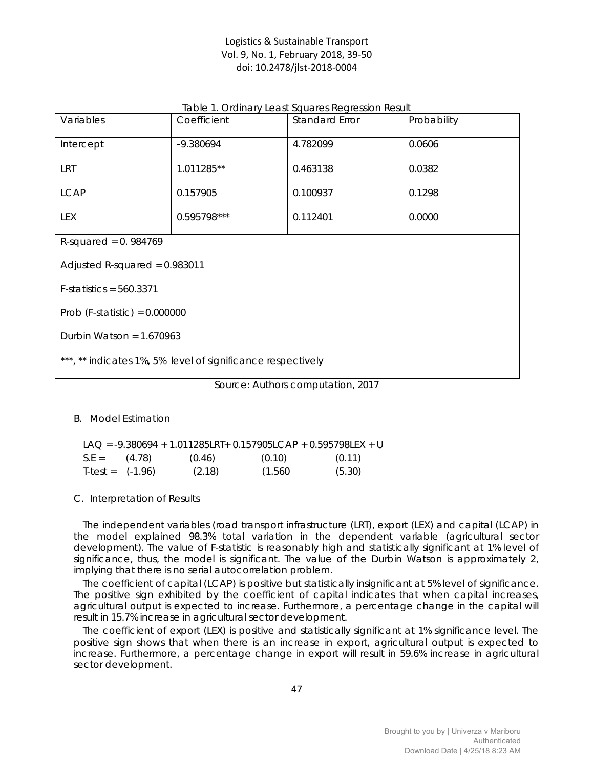Table 1. Ordinary Least Squares Regression Result

| Variables | Coefficient | Standard Error | Probability |
|---|---|---|---|
| Intercept | -9.380694 | 4.782099 | 0.0606 |
| LRT | 1.011285** | 0.463138 | 0.0382 |
| LCAP | 0.157905 | 0.100937 | 0.1298 |
| LEX | 0.595798*** | 0.112401 | 0.0000 |
| R-squared = 0. 984769 | | | |
| Adjusted R-squared = 0.983011 | | | |
| F-statistics = 560.3371 | | | |
| Prob (F-statistic) = 0.000000 | | | |
| Durbin Watson = 1.670963 | | | |
| ***, ** indicates 1%, 5% level of significance respectively | | | |

Source: Authors computation, 2017

## B. Model Estimation

$$LAQ = -9.380694 + 1.011285LRT + 0.157905LCAP + 0.595798LEX + U$$

| | | | | |
|---|---|---|---|---|
| S.E = | (4.78) | (0.46) | (0.10) | (0.11) |
| T-test = | (-1.96) | (2.18) | (1.560 | (5.30) |

## C. Interpretation of Results

The independent variables (road transport infrastructure (LRT), export (LEX) and capital (LCAP) in the model explained 98.3% total variation in the dependent variable (agricultural sector development). The value of F-statistic is reasonably high and statistically significant at 1% level of significance, thus, the model is significant. The value of the Durbin Watson is approximately 2, implying that there is no serial autocorrelation problem.

The coefficient of capital (LCAP) is positive but statistically insignificant at 5% level of significance. The positive sign exhibited by the coefficient of capital indicates that when capital increases, agricultural output is expected to increase. Furthermore, a percentage change in the capital will result in 15.7% increase in agricultural sector development.

The coefficient of export (LEX) is positive and statistically significant at 1% significance level. The positive sign shows that when there is an increase in export, agricultural output is expected to increase. Furthermore, a percentage change in export will result in 59.6% increase in agricultural sector development.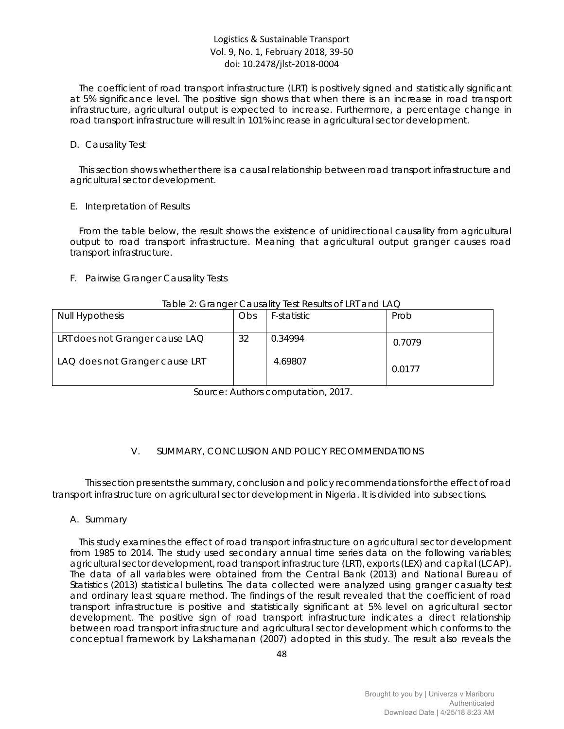The coefficient of road transport infrastructure (LRT) is positively signed and statistically significant at 5% significance level. The positive sign shows that when there is an increase in road transport infrastructure, agricultural output is expected to increase. Furthermore, a percentage change in road transport infrastructure will result in 101% increase in agricultural sector development.

### D. Causality Test

This section shows whether there is a causal relationship between road transport infrastructure and agricultural sector development.

### E. Interpretation of Results

From the table below, the result shows the existence of unidirectional causality from agricultural output to road transport infrastructure. Meaning that agricultural output granger causes road transport infrastructure.

### F. Pairwise Granger Causality Tests

Table 2: Granger Causality Test Results of LRT and LAQ

| Null Hypothesis | Obs | F-statistic | Prob |
|---|---|---|---|
| LRT does not Granger cause LAQ | 32 | 0.34994 | 0.7079 |
| LAQ does not Granger cause LRT | | 4.69807 | 0.0177 |

Source: Authors computation, 2017.

## V. SUMMARY, CONCLUSION AND POLICY RECOMMENDATIONS

This section presents the summary, conclusion and policy recommendations for the effect of road transport infrastructure on agricultural sector development in Nigeria. It is divided into subsections.

### A. Summary

This study examines the effect of road transport infrastructure on agricultural sector development from 1985 to 2014. The study used secondary annual time series data on the following variables; agricultural sector development, road transport infrastructure (LRT), exports (LEX) and capital (LCAP). The data of all variables were obtained from the Central Bank (2013) and National Bureau of Statistics (2013) statistical bulletins. The data collected were analyzed using granger casualty test and ordinary least square method. The findings of the result revealed that the coefficient of road transport infrastructure is positive and statistically significant at 5% level on agricultural sector development. The positive sign of road transport infrastructure indicates a direct relationship between road transport infrastructure and agricultural sector development which conforms to the conceptual framework by Lakshamanan (2007) adopted in this study. The result also reveals the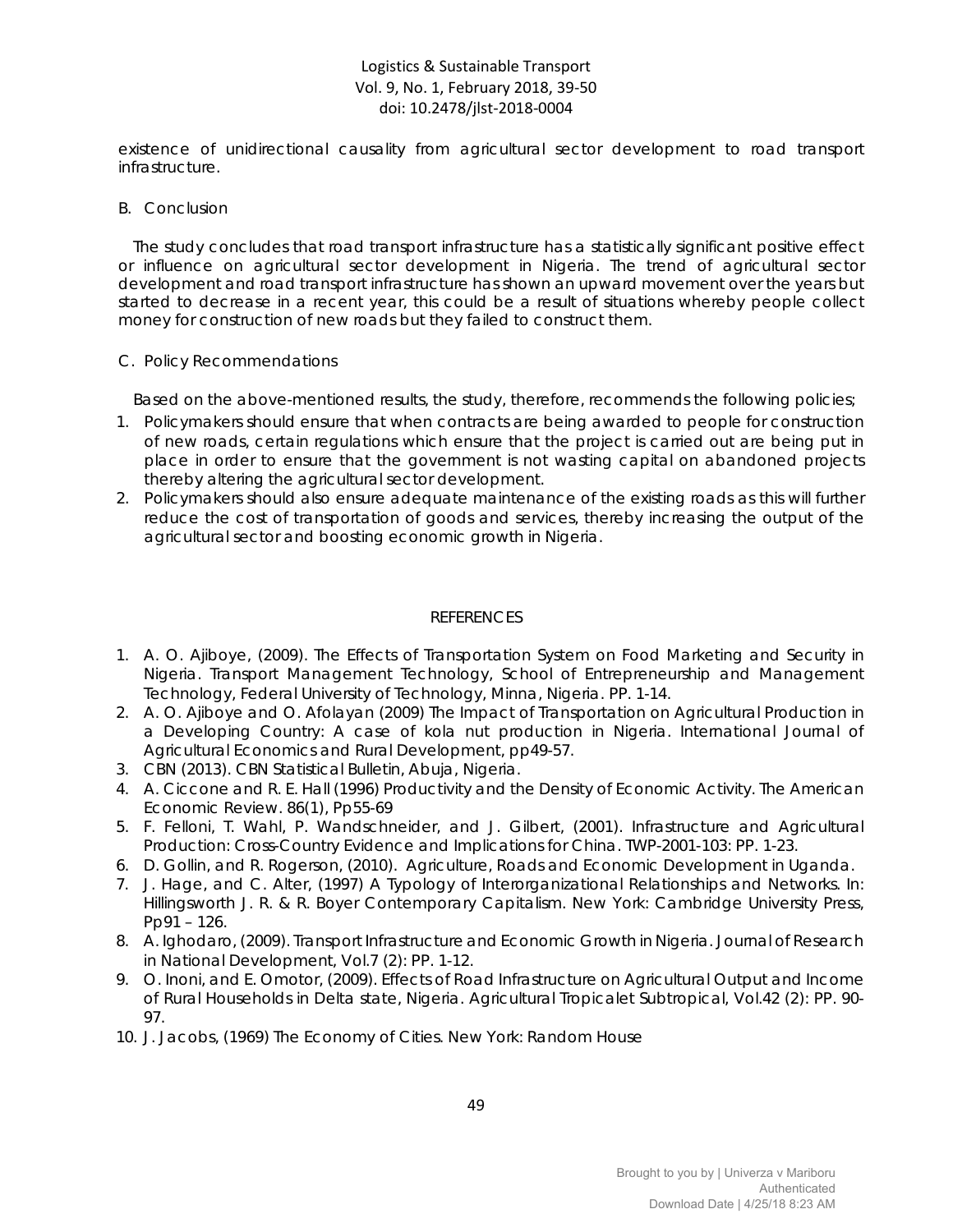existence of unidirectional causality from agricultural sector development to road transport infrastructure.

B. Conclusion

The study concludes that road transport infrastructure has a statistically significant positive effect or influence on agricultural sector development in Nigeria. The trend of agricultural sector development and road transport infrastructure has shown an upward movement over the years but started to decrease in a recent year, this could be a result of situations whereby people collect money for construction of new roads but they failed to construct them.

C. Policy Recommendations

Based on the above-mentioned results, the study, therefore, recommends the following policies;

1. Policymakers should ensure that when contracts are being awarded to people for construction of new roads, certain regulations which ensure that the project is carried out are being put in place in order to ensure that the government is not wasting capital on abandoned projects thereby altering the agricultural sector development.
2. Policymakers should also ensure adequate maintenance of the existing roads as this will further reduce the cost of transportation of goods and services, thereby increasing the output of the agricultural sector and boosting economic growth in Nigeria.

## REFERENCES

1. A. O. Ajiboye, (2009). The Effects of Transportation System on Food Marketing and Security in Nigeria. Transport Management Technology, School of Entrepreneurship and Management Technology, Federal University of Technology, Minna, Nigeria. PP. 1-14.
2. A. O. Ajiboye and O. Afolayan (2009) The Impact of Transportation on Agricultural Production in a Developing Country: A case of kola nut production in Nigeria. International Journal of Agricultural Economics and Rural Development, pp49-57.
3. CBN (2013). CBN Statistical Bulletin, Abuja, Nigeria.
4. A. Ciccone and R. E. Hall (1996) Productivity and the Density of Economic Activity. The American Economic Review. 86(1), Pp55-69
5. F. Felloni, T. Wahl, P. Wandschneider, and J. Gilbert, (2001). Infrastructure and Agricultural Production: Cross-Country Evidence and Implications for China. TWP-2001-103: PP. 1-23.
6. D. Gollin, and R. Rogerson, (2010). Agriculture, Roads and Economic Development in Uganda.
7. J. Hage, and C. Alter, (1997) A Typology of Interorganizational Relationships and Networks. In: Hillingsworth J. R. & R. Boyer Contemporary Capitalism. New York: Cambridge University Press, Pp91 – 126.
8. A. Ighodaro, (2009). Transport Infrastructure and Economic Growth in Nigeria. Journal of Research in National Development, Vol.7 (2): PP. 1-12.
9. O. Inoni, and E. Omotor, (2009). Effects of Road Infrastructure on Agricultural Output and Income of Rural Households in Delta state, Nigeria. Agricultural Tropicalet Subtropical, Vol.42 (2): PP. 90-97.
10. J. Jacobs, (1969) The Economy of Cities. New York: Random House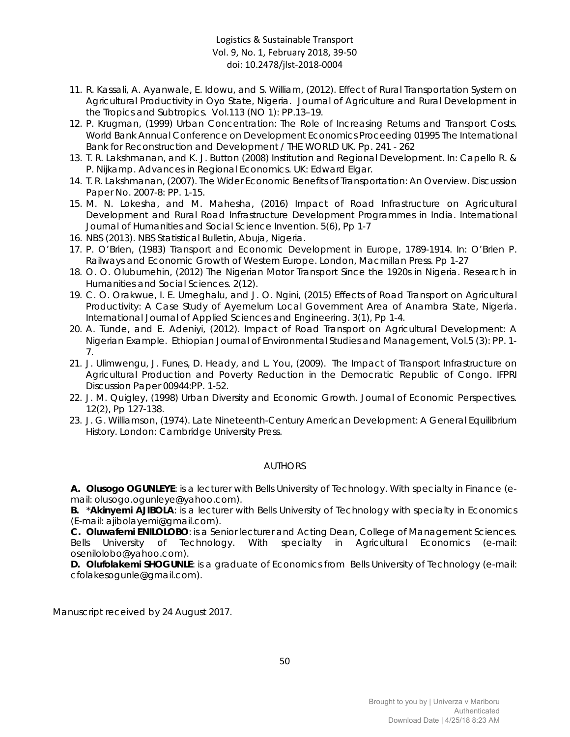11. R. Kassali, A. Ayanwale, E. Idowu, and S. William, (2012). Effect of Rural Transportation System on Agricultural Productivity in Oyo State, Nigeria. Journal of Agriculture and Rural Development in the Tropics and Subtropics. Vol.113 (NO 1): PP.13–19.
12. P. Krugman, (1999) Urban Concentration: The Role of Increasing Returns and Transport Costs. World Bank Annual Conference on Development Economics Proceeding 01995 The International Bank for Reconstruction and Development / THE WORLD UK. Pp. 241 - 262
13. T. R. Lakshmanan, and K. J. Button (2008) Institution and Regional Development. In: Capello R. & P. Nijkamp. Advances in Regional Economics. UK: Edward Elgar.
14. T. R. Lakshmanan, (2007). The Wider Economic Benefits of Transportation: An Overview. Discussion Paper No. 2007-8: PP. 1-15.
15. M. N. Lokesha, and M. Mahesha, (2016) Impact of Road Infrastructure on Agricultural Development and Rural Road Infrastructure Development Programmes in India. International Journal of Humanities and Social Science Invention. 5(6), Pp 1-7
16. NBS (2013). NBS Statistical Bulletin, Abuja, Nigeria.
17. P. O'Brien, (1983) Transport and Economic Development in Europe, 1789-1914. In: O'Brien P. Railways and Economic Growth of Western Europe. London, Macmillan Press. Pp 1-27
18. O. O. Olubumehin, (2012) The Nigerian Motor Transport Since the 1920s in Nigeria. Research in Humanities and Social Sciences. 2(12).
19. C. O. Orakwue, I. E. Umeghalu, and J. O. Ngini, (2015) Effects of Road Transport on Agricultural Productivity: A Case Study of Ayemelum Local Government Area of Anambra State, Nigeria. International Journal of Applied Sciences and Engineering. 3(1), Pp 1-4.
20. A. Tunde, and E. Adeniyi, (2012). Impact of Road Transport on Agricultural Development: A Nigerian Example. Ethiopian Journal of Environmental Studies and Management, Vol.5 (3): PP. 1-7.
21. J. Ulimwengu, J. Funes, D. Heady, and L. You, (2009). The Impact of Transport Infrastructure on Agricultural Production and Poverty Reduction in the Democratic Republic of Congo. IFPRI Discussion Paper 00944:PP. 1-52.
22. J. M. Quigley, (1998) Urban Diversity and Economic Growth. Journal of Economic Perspectives. 12(2), Pp 127-138.
23. J. G. Williamson, (1974). Late Nineteenth-Century American Development: A General Equilibrium History. London: Cambridge University Press.

## AUTHORS

**A. Olusogo OGUNLEYE**: is a lecturer with Bells University of Technology. With specialty in Finance (e-mail: olusogo.ogunleye@yahoo.com).

**B.** ***Akinyemi AJIBOLA**: is a lecturer with Bells University of Technology with specialty in Economics (E-mail: ajibolayemi@gmail.com).

**C. Oluwafemi ENILOLOBO**: is a Senior lecturer and Acting Dean, College of Management Sciences. Bells University of Technology. With specialty in Agricultural Economics (e-mail: osenilolobo@yahoo.com).

**D. Olufolakemi SHOGUNLE**: is a graduate of Economics from Bells University of Technology (e-mail: cfolakesogunle@gmail.com).

Manuscript received by 24 August 2017.